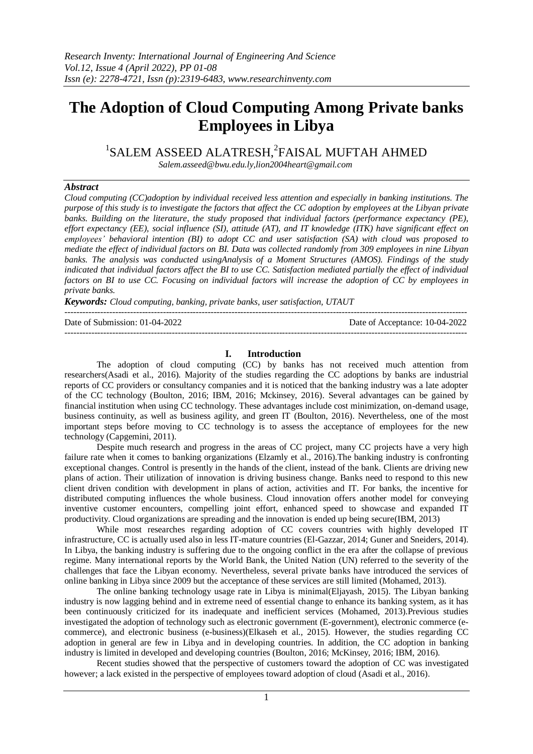# The Adoption of Cloud Computing Among Private banks Employees in Libya

[1]SALEM ASSEED ALATRESH,[2]FAISAL MUFTAH AHMED

*Salem.asseed@bwu.edu.ly,lion2004heart@gmail.com*

## *Abstract*

*Cloud computing (CC)adoption by individual received less attention and especially in banking institutions. The purpose of this study is to investigate the factors that affect the CC adoption by employees at the Libyan private banks. Building on the literature, the study proposed that individual factors (performance expectancy (PE), effort expectancy (EE), social influence (SI), attitude (AT), and IT knowledge (ITK) have significant effect on employees' behavioral intention (BI) to adopt CC and user satisfaction (SA) with cloud was proposed to mediate the effect of individual factors on BI. Data was collected randomly from 309 employees in nine Libyan banks. The analysis was conducted usingAnalysis of a Moment Structures (AMOS). Findings of the study indicated that individual factors affect the BI to use CC. Satisfaction mediated partially the effect of individual factors on BI to use CC. Focusing on individual factors will increase the adoption of CC by employees in private banks.*

***Keywords:*** *Cloud computing, banking, private banks, user satisfaction, UTAUT*

---

Date of Submission: 01-04-2022 Date of Acceptance: 10-04-2022

---

## I. Introduction

The adoption of cloud computing (CC) by banks has not received much attention from researchers(Asadi et al., 2016). Majority of the studies regarding the CC adoptions by banks are industrial reports of CC providers or consultancy companies and it is noticed that the banking industry was a late adopter of the CC technology (Boulton, 2016; IBM, 2016; Mckinsey, 2016). Several advantages can be gained by financial institution when using CC technology. These advantages include cost minimization, on-demand usage, business continuity, as well as business agility, and green IT (Boulton, 2016). Nevertheless, one of the most important steps before moving to CC technology is to assess the acceptance of employees for the new technology (Capgemini, 2011).

Despite much research and progress in the areas of CC project, many CC projects have a very high failure rate when it comes to banking organizations (Elzamly et al., 2016).The banking industry is confronting exceptional changes. Control is presently in the hands of the client, instead of the bank. Clients are driving new plans of action. Their utilization of innovation is driving business change. Banks need to respond to this new client driven condition with development in plans of action, activities and IT. For banks, the incentive for distributed computing influences the whole business. Cloud innovation offers another model for conveying inventive customer encounters, compelling joint effort, enhanced speed to showcase and expanded IT productivity. Cloud organizations are spreading and the innovation is ended up being secure(IBM, 2013)

While most researches regarding adoption of CC covers countries with highly developed IT infrastructure, CC is actually used also in less IT-mature countries (El-Gazzar, 2014; Guner and Sneiders, 2014). In Libya, the banking industry is suffering due to the ongoing conflict in the era after the collapse of previous regime. Many international reports by the World Bank, the United Nation (UN) referred to the severity of the challenges that face the Libyan economy. Nevertheless, several private banks have introduced the services of online banking in Libya since 2009 but the acceptance of these services are still limited (Mohamed, 2013).

The online banking technology usage rate in Libya is minimal(Eljayash, 2015). The Libyan banking industry is now lagging behind and in extreme need of essential change to enhance its banking system, as it has been continuously criticized for its inadequate and inefficient services (Mohamed, 2013).Previous studies investigated the adoption of technology such as electronic government (E-government), electronic commerce (e-commerce), and electronic business (e-business)(Elkaseh et al., 2015). However, the studies regarding CC adoption in general are few in Libya and in developing countries. In addition, the CC adoption in banking industry is limited in developed and developing countries (Boulton, 2016; McKinsey, 2016; IBM, 2016).

Recent studies showed that the perspective of customers toward the adoption of CC was investigated however; a lack existed in the perspective of employees toward adoption of cloud (Asadi et al., 2016).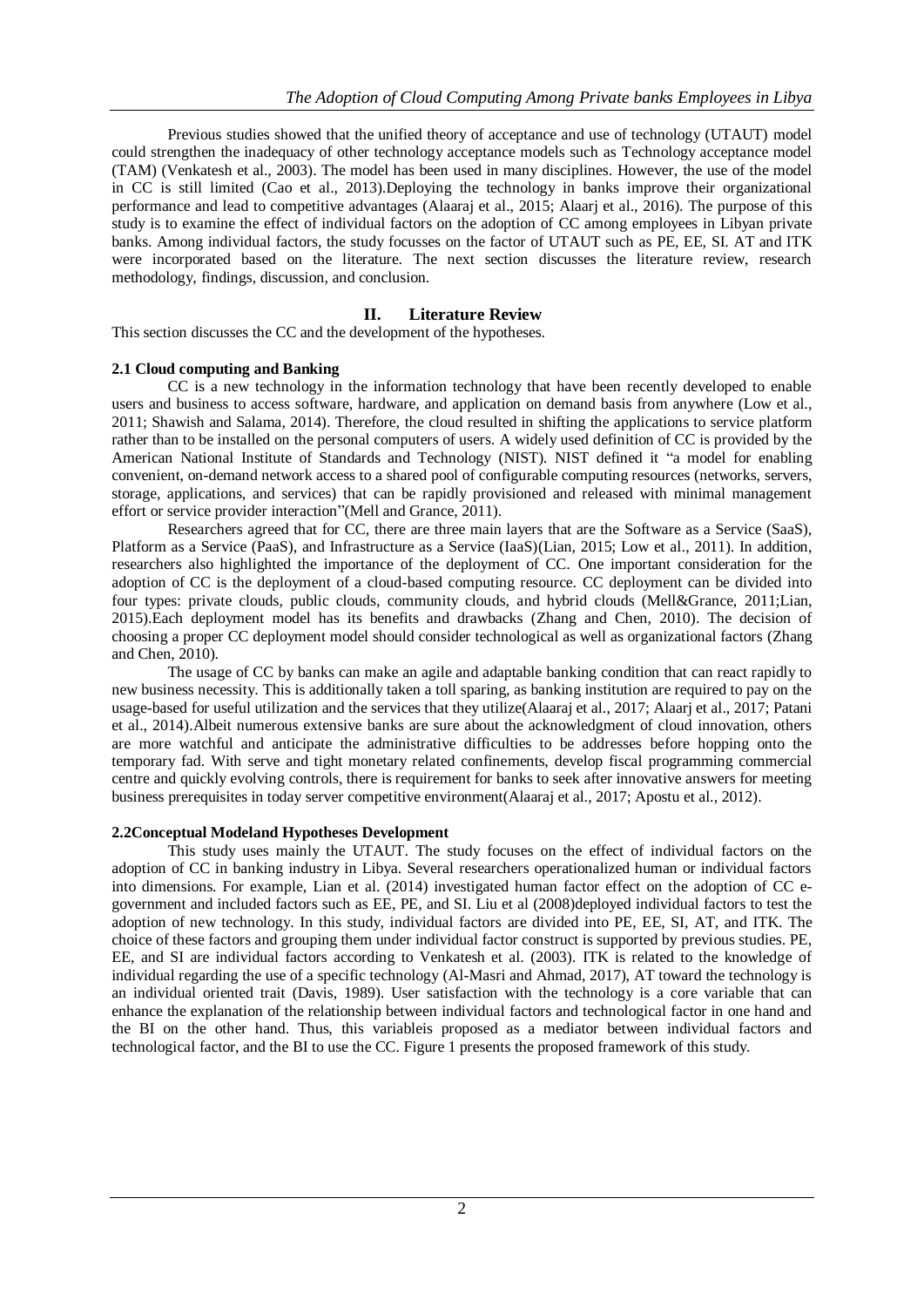Previous studies showed that the unified theory of acceptance and use of technology (UTAUT) model could strengthen the inadequacy of other technology acceptance models such as Technology acceptance model (TAM) (Venkatesh et al., 2003). The model has been used in many disciplines. However, the use of the model in CC is still limited (Cao et al., 2013).Deploying the technology in banks improve their organizational performance and lead to competitive advantages (Alaaraj et al., 2015; Alaarj et al., 2016). The purpose of this study is to examine the effect of individual factors on the adoption of CC among employees in Libyan private banks. Among individual factors, the study focusses on the factor of UTAUT such as PE, EE, SI. AT and ITK were incorporated based on the literature. The next section discusses the literature review, research methodology, findings, discussion, and conclusion.

## II. Literature Review

This section discusses the CC and the development of the hypotheses.

### 2.1 Cloud computing and Banking

CC is a new technology in the information technology that have been recently developed to enable users and business to access software, hardware, and application on demand basis from anywhere (Low et al., 2011; Shawish and Salama, 2014). Therefore, the cloud resulted in shifting the applications to service platform rather than to be installed on the personal computers of users. A widely used definition of CC is provided by the American National Institute of Standards and Technology (NIST). NIST defined it "a model for enabling convenient, on-demand network access to a shared pool of configurable computing resources (networks, servers, storage, applications, and services) that can be rapidly provisioned and released with minimal management effort or service provider interaction"(Mell and Grance, 2011).

Researchers agreed that for CC, there are three main layers that are the Software as a Service (SaaS), Platform as a Service (PaaS), and Infrastructure as a Service (IaaS)(Lian, 2015; Low et al., 2011). In addition, researchers also highlighted the importance of the deployment of CC. One important consideration for the adoption of CC is the deployment of a cloud-based computing resource. CC deployment can be divided into four types: private clouds, public clouds, community clouds, and hybrid clouds (Mell&Grance, 2011;Lian, 2015).Each deployment model has its benefits and drawbacks (Zhang and Chen, 2010). The decision of choosing a proper CC deployment model should consider technological as well as organizational factors (Zhang and Chen, 2010).

The usage of CC by banks can make an agile and adaptable banking condition that can react rapidly to new business necessity. This is additionally taken a toll sparing, as banking institution are required to pay on the usage-based for useful utilization and the services that they utilize(Alaaraj et al., 2017; Alaarj et al., 2017; Patani et al., 2014).Albeit numerous extensive banks are sure about the acknowledgment of cloud innovation, others are more watchful and anticipate the administrative difficulties to be addresses before hopping onto the temporary fad. With serve and tight monetary related confinements, develop fiscal programming commercial centre and quickly evolving controls, there is requirement for banks to seek after innovative answers for meeting business prerequisites in today server competitive environment(Alaaraj et al., 2017; Apostu et al., 2012).

### 2.2Conceptual Modeland Hypotheses Development

This study uses mainly the UTAUT. The study focuses on the effect of individual factors on the adoption of CC in banking industry in Libya. Several researchers operationalized human or individual factors into dimensions. For example, Lian et al. (2014) investigated human factor effect on the adoption of CC e-government and included factors such as EE, PE, and SI. Liu et al (2008)deployed individual factors to test the adoption of new technology. In this study, individual factors are divided into PE, EE, SI, AT, and ITK. The choice of these factors and grouping them under individual factor construct is supported by previous studies. PE, EE, and SI are individual factors according to Venkatesh et al. (2003). ITK is related to the knowledge of individual regarding the use of a specific technology (Al-Masri and Ahmad, 2017), AT toward the technology is an individual oriented trait (Davis, 1989). User satisfaction with the technology is a core variable that can enhance the explanation of the relationship between individual factors and technological factor in one hand and the BI on the other hand. Thus, this variableis proposed as a mediator between individual factors and technological factor, and the BI to use the CC. Figure 1 presents the proposed framework of this study.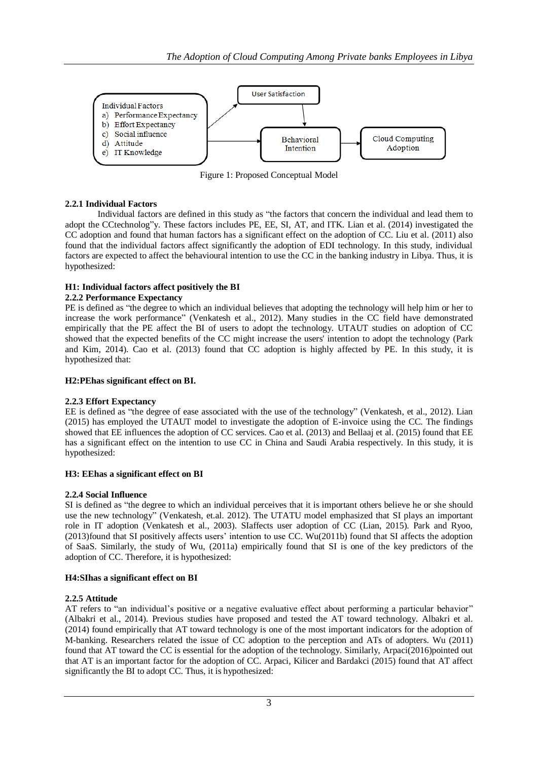Individual Factors
a) Performance Expectancy
b) Effort Expectancy
c) Social influence
d) Attitude
e) IT Knowledge

User Satisfaction

Behavioral Intention

Cloud Computing Adoption

Figure 1: Proposed Conceptual Model

### 2.2.1 Individual Factors

Individual factors are defined in this study as "the factors that concern the individual and lead them to adopt the CCtechnolog"y. These factors includes PE, EE, SI, AT, and ITK. Lian et al. (2014) investigated the CC adoption and found that human factors has a significant effect on the adoption of CC. Liu et al. (2011) also found that the individual factors affect significantly the adoption of EDI technology. In this study, individual factors are expected to affect the behavioural intention to use the CC in the banking industry in Libya. Thus, it is hypothesized:

**H1: Individual factors affect positively the BI**

### 2.2.2 Performance Expectancy

PE is defined as "the degree to which an individual believes that adopting the technology will help him or her to increase the work performance" (Venkatesh et al., 2012). Many studies in the CC field have demonstrated empirically that the PE affect the BI of users to adopt the technology. UTAUT studies on adoption of CC showed that the expected benefits of the CC might increase the users' intention to adopt the technology (Park and Kim, 2014). Cao et al. (2013) found that CC adoption is highly affected by PE. In this study, it is hypothesized that:

**H2:PEhas significant effect on BI.**

### 2.2.3 Effort Expectancy

EE is defined as "the degree of ease associated with the use of the technology" (Venkatesh, et al., 2012). Lian (2015) has employed the UTAUT model to investigate the adoption of E-invoice using the CC. The findings showed that EE influences the adoption of CC services. Cao et al. (2013) and Bellaaj et al. (2015) found that EE has a significant effect on the intention to use CC in China and Saudi Arabia respectively. In this study, it is hypothesized:

**H3: EEhas a significant effect on BI**

### 2.2.4 Social Influence

SI is defined as "the degree to which an individual perceives that it is important others believe he or she should use the new technology" (Venkatesh, et.al. 2012). The UTATU model emphasized that SI plays an important role in IT adoption (Venkatesh et al., 2003). SIaffects user adoption of CC (Lian, 2015). Park and Ryoo, (2013)found that SI positively affects users' intention to use CC. Wu(2011b) found that SI affects the adoption of SaaS. Similarly, the study of Wu, (2011a) empirically found that SI is one of the key predictors of the adoption of CC. Therefore, it is hypothesized:

**H4:SIhas a significant effect on BI**

### 2.2.5 Attitude

AT refers to "an individual's positive or a negative evaluative effect about performing a particular behavior" (Albakri et al., 2014). Previous studies have proposed and tested the AT toward technology. Albakri et al. (2014) found empirically that AT toward technology is one of the most important indicators for the adoption of M-banking. Researchers related the issue of CC adoption to the perception and ATs of adopters. Wu (2011) found that AT toward the CC is essential for the adoption of the technology. Similarly, Arpaci(2016)pointed out that AT is an important factor for the adoption of CC. Arpaci, Kilicer and Bardakci (2015) found that AT affect significantly the BI to adopt CC. Thus, it is hypothesized: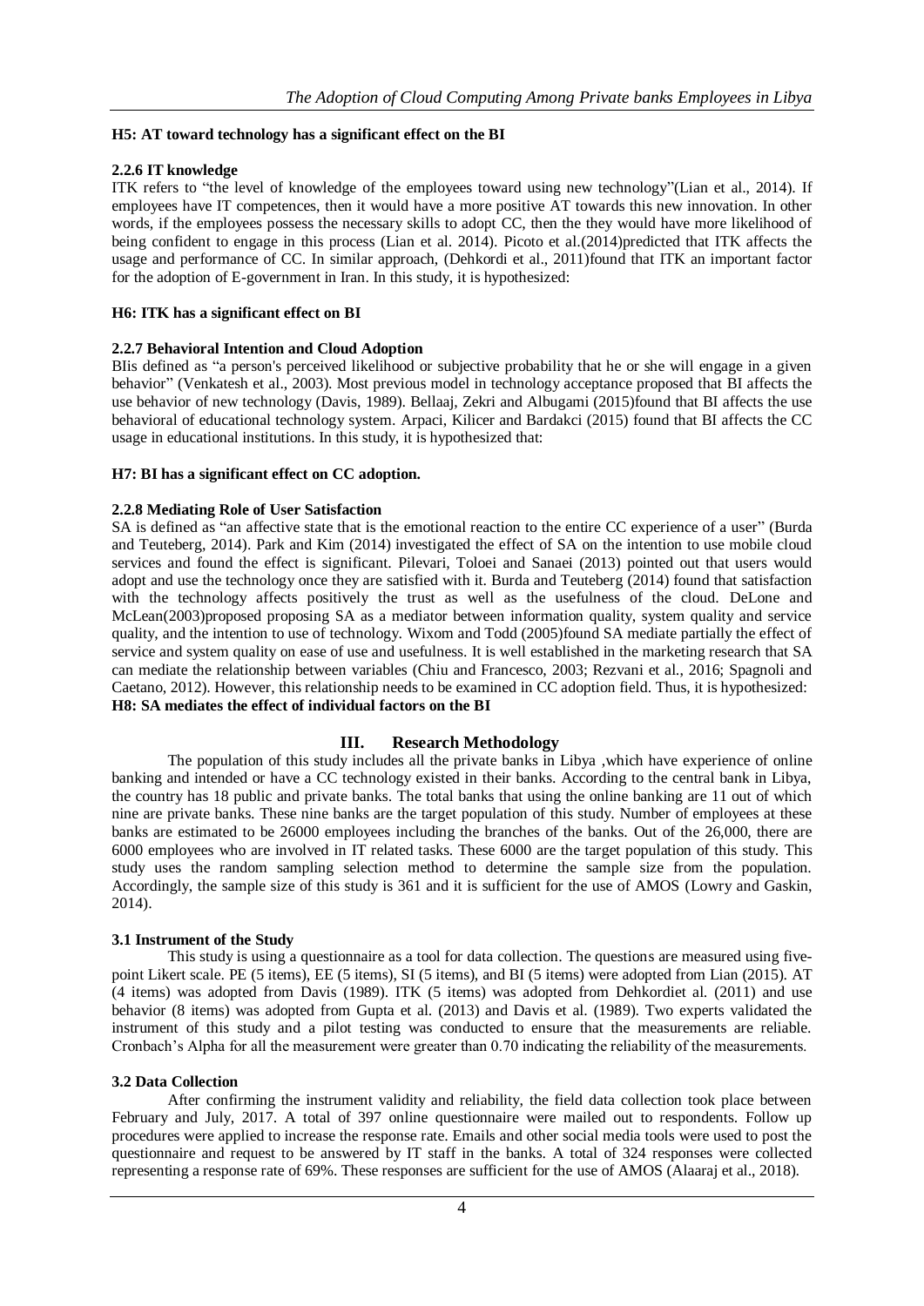**H5: AT toward technology has a significant effect on the BI**

### 2.2.6 IT knowledge

ITK refers to "the level of knowledge of the employees toward using new technology"(Lian et al., 2014). If employees have IT competences, then it would have a more positive AT towards this new innovation. In other words, if the employees possess the necessary skills to adopt CC, then the they would have more likelihood of being confident to engage in this process (Lian et al. 2014). Picoto et al.(2014)predicted that ITK affects the usage and performance of CC. In similar approach, (Dehkordi et al., 2011)found that ITK an important factor for the adoption of E-government in Iran. In this study, it is hypothesized:

**H6: ITK has a significant effect on BI**

### 2.2.7 Behavioral Intention and Cloud Adoption

BIis defined as "a person's perceived likelihood or subjective probability that he or she will engage in a given behavior" (Venkatesh et al., 2003). Most previous model in technology acceptance proposed that BI affects the use behavior of new technology (Davis, 1989). Bellaaj, Zekri and Albugami (2015)found that BI affects the use behavioral of educational technology system. Arpaci, Kilicer and Bardakci (2015) found that BI affects the CC usage in educational institutions. In this study, it is hypothesized that:

**H7: BI has a significant effect on CC adoption.**

### 2.2.8 Mediating Role of User Satisfaction

SA is defined as "an affective state that is the emotional reaction to the entire CC experience of a user" (Burda and Teuteberg, 2014). Park and Kim (2014) investigated the effect of SA on the intention to use mobile cloud services and found the effect is significant. Pilevari, Toloei and Sanaei (2013) pointed out that users would adopt and use the technology once they are satisfied with it. Burda and Teuteberg (2014) found that satisfaction with the technology affects positively the trust as well as the usefulness of the cloud. DeLone and McLean(2003)proposed proposing SA as a mediator between information quality, system quality and service quality, and the intention to use of technology. Wixom and Todd (2005)found SA mediate partially the effect of service and system quality on ease of use and usefulness. It is well established in the marketing research that SA can mediate the relationship between variables (Chiu and Francesco, 2003; Rezvani et al., 2016; Spagnoli and Caetano, 2012). However, this relationship needs to be examined in CC adoption field. Thus, it is hypothesized:
**H8: SA mediates the effect of individual factors on the BI**

## III. Research Methodology

The population of this study includes all the private banks in Libya ,which have experience of online banking and intended or have a CC technology existed in their banks. According to the central bank in Libya, the country has 18 public and private banks. The total banks that using the online banking are 11 out of which nine are private banks. These nine banks are the target population of this study. Number of employees at these banks are estimated to be 26000 employees including the branches of the banks. Out of the 26,000, there are 6000 employees who are involved in IT related tasks. These 6000 are the target population of this study. This study uses the random sampling selection method to determine the sample size from the population. Accordingly, the sample size of this study is 361 and it is sufficient for the use of AMOS (Lowry and Gaskin, 2014).

### 3.1 Instrument of the Study

This study is using a questionnaire as a tool for data collection. The questions are measured using five-point Likert scale. PE (5 items), EE (5 items), SI (5 items), and BI (5 items) were adopted from Lian (2015). AT (4 items) was adopted from Davis (1989). ITK (5 items) was adopted from Dehkordiet al. (2011) and use behavior (8 items) was adopted from Gupta et al. (2013) and Davis et al. (1989). Two experts validated the instrument of this study and a pilot testing was conducted to ensure that the measurements are reliable. Cronbach's Alpha for all the measurement were greater than 0.70 indicating the reliability of the measurements.

### 3.2 Data Collection

After confirming the instrument validity and reliability, the field data collection took place between February and July, 2017. A total of 397 online questionnaire were mailed out to respondents. Follow up procedures were applied to increase the response rate. Emails and other social media tools were used to post the questionnaire and request to be answered by IT staff in the banks. A total of 324 responses were collected representing a response rate of 69%. These responses are sufficient for the use of AMOS (Alaaraj et al., 2018).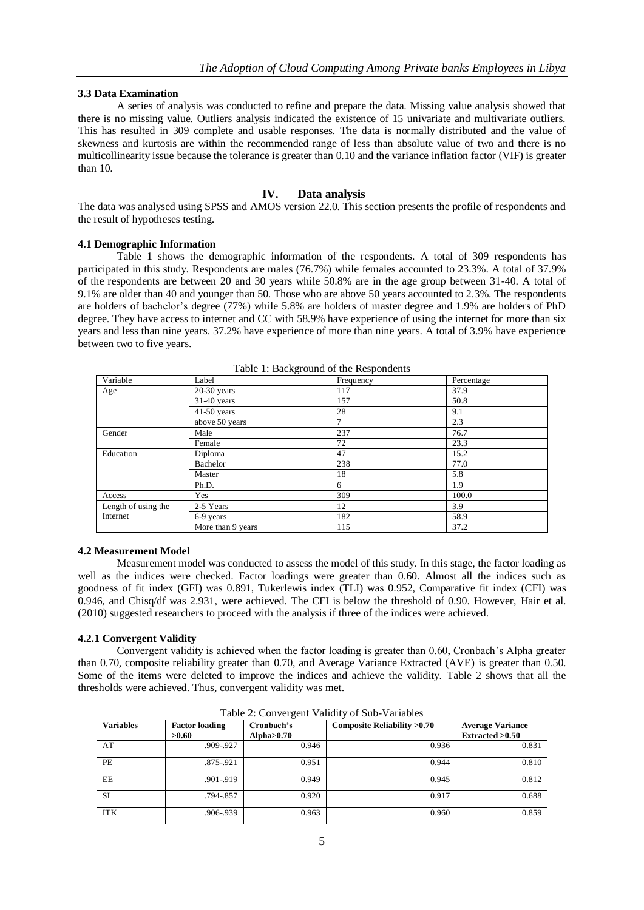### 3.3 Data Examination

A series of analysis was conducted to refine and prepare the data. Missing value analysis showed that there is no missing value. Outliers analysis indicated the existence of 15 univariate and multivariate outliers. This has resulted in 309 complete and usable responses. The data is normally distributed and the value of skewness and kurtosis are within the recommended range of less than absolute value of two and there is no multicollinearity issue because the tolerance is greater than 0.10 and the variance inflation factor (VIF) is greater than 10.

## IV. Data analysis

The data was analysed using SPSS and AMOS version 22.0. This section presents the profile of respondents and the result of hypotheses testing.

### 4.1 Demographic Information

Table 1 shows the demographic information of the respondents. A total of 309 respondents has participated in this study. Respondents are males (76.7%) while females accounted to 23.3%. A total of 37.9% of the respondents are between 20 and 30 years while 50.8% are in the age group between 31-40. A total of 9.1% are older than 40 and younger than 50. Those who are above 50 years accounted to 2.3%. The respondents are holders of bachelor's degree (77%) while 5.8% are holders of master degree and 1.9% are holders of PhD degree. They have access to internet and CC with 58.9% have experience of using the internet for more than six years and less than nine years. 37.2% have experience of more than nine years. A total of 3.9% have experience between two to five years.

Table 1: Background of the Respondents

| Variable | Label | Frequency | Percentage |
|---|---|---|---|
| Age | 20-30 years | 117 | 37.9 |
| | 31-40 years | 157 | 50.8 |
| | 41-50 years | 28 | 9.1 |
| | above 50 years | 7 | 2.3 |
| Gender | Male | 237 | 76.7 |
| | Female | 72 | 23.3 |
| Education | Diploma | 47 | 15.2 |
| | Bachelor | 238 | 77.0 |
| | Master | 18 | 5.8 |
| | Ph.D. | 6 | 1.9 |
| Access | Yes | 309 | 100.0 |
| Length of using the Internet | 2-5 Years | 12 | 3.9 |
| | 6-9 years | 182 | 58.9 |
| | More than 9 years | 115 | 37.2 |

### 4.2 Measurement Model

Measurement model was conducted to assess the model of this study. In this stage, the factor loading as well as the indices were checked. Factor loadings were greater than 0.60. Almost all the indices such as goodness of fit index (GFI) was 0.891, Tukerlewis index (TLI) was 0.952, Comparative fit index (CFI) was 0.946, and Chisq/df was 2.931, were achieved. The CFI is below the threshold of 0.90. However, Hair et al. (2010) suggested researchers to proceed with the analysis if three of the indices were achieved.

#### 4.2.1 Convergent Validity

Convergent validity is achieved when the factor loading is greater than 0.60, Cronbach's Alpha greater than 0.70, composite reliability greater than 0.70, and Average Variance Extracted (AVE) is greater than 0.50. Some of the items were deleted to improve the indices and achieve the validity. Table 2 shows that all the thresholds were achieved. Thus, convergent validity was met.

Table 2: Convergent Validity of Sub-Variables

| **Variables** | **Factor loading >0.60** | **Cronbach's Alpha>0.70** | **Composite Reliability >0.70** | **Average Variance Extracted >0.50** |
|---|---|---|---|---|
| AT | .909-.927 | 0.946 | 0.936 | 0.831 |
| PE | .875-.921 | 0.951 | 0.944 | 0.810 |
| EE | .901-.919 | 0.949 | 0.945 | 0.812 |
| SI | .794-.857 | 0.920 | 0.917 | 0.688 |
| ITK | .906-.939 | 0.963 | 0.960 | 0.859 |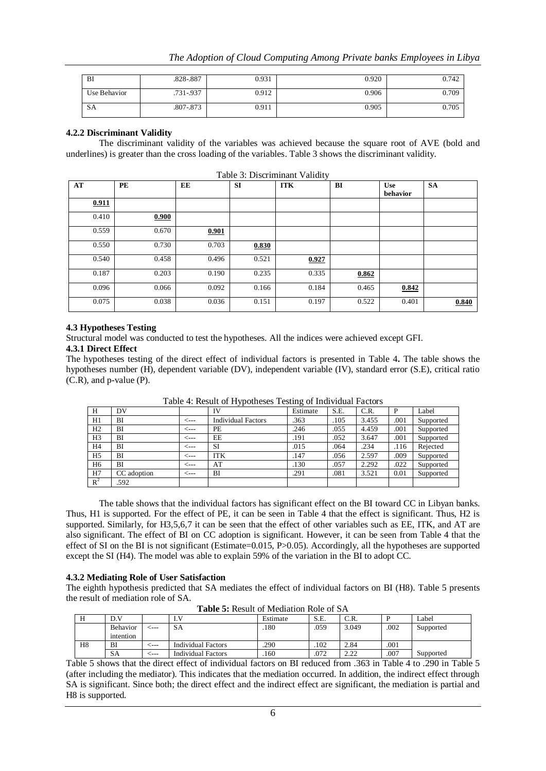| BI | .828-.887 | 0.931 | 0.920 | 0.742 |
|---|---|---|---|---|
| Use Behavior | .731-.937 | 0.912 | 0.906 | 0.709 |
| SA | .807-.873 | 0.911 | 0.905 | 0.705 |

#### 4.2.2 Discriminant Validity

The discriminant validity of the variables was achieved because the square root of AVE (bold and underlines) is greater than the cross loading of the variables. Table 3 shows the discriminant validity.

Table 3: Discriminant Validity

| AT | PE | EE | SI | ITK | BI | Use behavior | SA |
|---|---|---|---|---|---|---|---|
| **0.911** | | | | | | | |
| 0.410 | **0.900** | | | | | | |
| 0.559 | 0.670 | **0.901** | | | | | |
| 0.550 | 0.730 | 0.703 | **0.830** | | | | |
| 0.540 | 0.458 | 0.496 | 0.521 | **0.927** | | | |
| 0.187 | 0.203 | 0.190 | 0.235 | 0.335 | **0.862** | | |
| 0.096 | 0.066 | 0.092 | 0.166 | 0.184 | 0.465 | **0.842** | |
| 0.075 | 0.038 | 0.036 | 0.151 | 0.197 | 0.522 | 0.401 | **0.840** |

### 4.3 Hypotheses Testing

Structural model was conducted to test the hypotheses. All the indices were achieved except GFI.

#### 4.3.1 Direct Effect

The hypotheses testing of the direct effect of individual factors is presented in Table 4**.** The table shows the hypotheses number (H), dependent variable (DV), independent variable (IV), standard error (S.E), critical ratio (C.R), and p-value (P).

Table 4: Result of Hypotheses Testing of Individual Factors

| H | DV | | IV | Estimate | S.E. | C.R. | P | Label |
|---|---|---|---|---|---|---|---|---|
| H1 | BI | <--- | Individual Factors | .363 | .105 | 3.455 | .001 | Supported |
| H2 | BI | <--- | PE | .246 | .055 | 4.459 | .001 | Supported |
| H3 | BI | <--- | EE | .191 | .052 | 3.647 | .001 | Supported |
| H4 | BI | <--- | SI | .015 | .064 | .234 | .116 | Rejected |
| H5 | BI | <--- | ITK | .147 | .056 | 2.597 | .009 | Supported |
| H6 | BI | <--- | AT | .130 | .057 | 2.292 | .022 | Supported |
| H7 | CC adoption | <--- | BI | .291 | .081 | 3.521 | 0.01 | Supported |
| $R^2$ | .592 | | | | | | | |

The table shows that the individual factors has significant effect on the BI toward CC in Libyan banks. Thus, H1 is supported. For the effect of PE, it can be seen in Table 4 that the effect is significant. Thus, H2 is supported. Similarly, for H3,5,6,7 it can be seen that the effect of other variables such as EE, ITK, and AT are also significant. The effect of BI on CC adoption is significant. However, it can be seen from Table 4 that the effect of SI on the BI is not significant (Estimate=0.015, P>0.05). Accordingly, all the hypotheses are supported except the SI (H4). The model was able to explain 59% of the variation in the BI to adopt CC.

#### 4.3.2 Mediating Role of User Satisfaction

The eighth hypothesis predicted that SA mediates the effect of individual factors on BI (H8). Table 5 presents the result of mediation role of SA.

**Table 5:** Result of Mediation Role of SA

| H | D.V | | I.V | Estimate | S.E. | C.R. | P | Label |
|---|---|---|---|---|---|---|---|---|
| | Behavior intention | <--- | SA | .180 | .059 | 3.049 | .002 | Supported |
| H8 | BI | <--- | Individual Factors | .290 | .102 | 2.84 | .001 | |
| | SA | <--- | Individual Factors | .160 | .072 | 2.22 | .007 | Supported |

Table 5 shows that the direct effect of individual factors on BI reduced from .363 in Table 4 to .290 in Table 5 (after including the mediator). This indicates that the mediation occurred. In addition, the indirect effect through SA is significant. Since both; the direct effect and the indirect effect are significant, the mediation is partial and H8 is supported.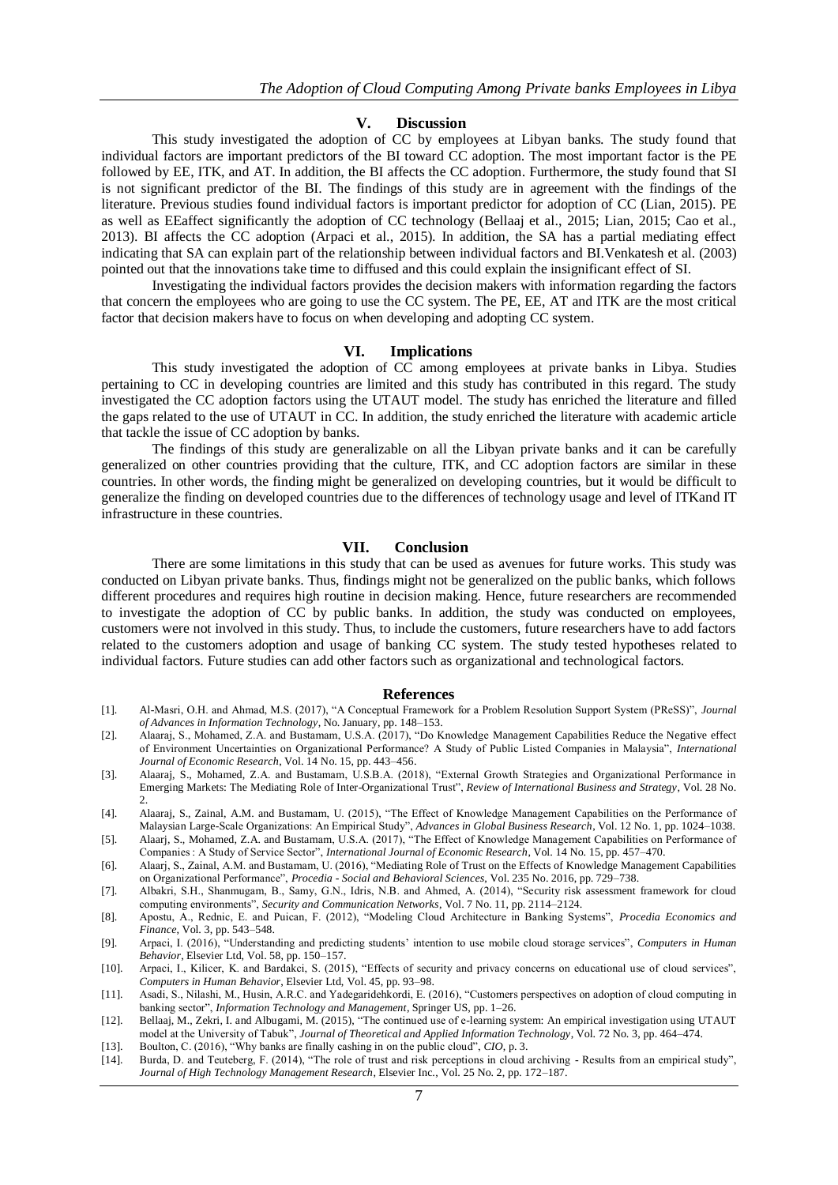## V. Discussion

This study investigated the adoption of CC by employees at Libyan banks. The study found that individual factors are important predictors of the BI toward CC adoption. The most important factor is the PE followed by EE, ITK, and AT. In addition, the BI affects the CC adoption. Furthermore, the study found that SI is not significant predictor of the BI. The findings of this study are in agreement with the findings of the literature. Previous studies found individual factors is important predictor for adoption of CC (Lian, 2015). PE as well as EEaffect significantly the adoption of CC technology (Bellaaj et al., 2015; Lian, 2015; Cao et al., 2013). BI affects the CC adoption (Arpaci et al., 2015). In addition, the SA has a partial mediating effect indicating that SA can explain part of the relationship between individual factors and BI.Venkatesh et al. (2003) pointed out that the innovations take time to diffused and this could explain the insignificant effect of SI.

Investigating the individual factors provides the decision makers with information regarding the factors that concern the employees who are going to use the CC system. The PE, EE, AT and ITK are the most critical factor that decision makers have to focus on when developing and adopting CC system.

## VI. Implications

This study investigated the adoption of CC among employees at private banks in Libya. Studies pertaining to CC in developing countries are limited and this study has contributed in this regard. The study investigated the CC adoption factors using the UTAUT model. The study has enriched the literature and filled the gaps related to the use of UTAUT in CC. In addition, the study enriched the literature with academic article that tackle the issue of CC adoption by banks.

The findings of this study are generalizable on all the Libyan private banks and it can be carefully generalized on other countries providing that the culture, ITK, and CC adoption factors are similar in these countries. In other words, the finding might be generalized on developing countries, but it would be difficult to generalize the finding on developed countries due to the differences of technology usage and level of ITKand IT infrastructure in these countries.

## VII. Conclusion

There are some limitations in this study that can be used as avenues for future works. This study was conducted on Libyan private banks. Thus, findings might not be generalized on the public banks, which follows different procedures and requires high routine in decision making. Hence, future researchers are recommended to investigate the adoption of CC by public banks. In addition, the study was conducted on employees, customers were not involved in this study. Thus, to include the customers, future researchers have to add factors related to the customers adoption and usage of banking CC system. The study tested hypotheses related to individual factors. Future studies can add other factors such as organizational and technological factors.

## References

[1]. Al-Masri, O.H. and Ahmad, M.S. (2017), "A Conceptual Framework for a Problem Resolution Support System (PReSS)", *Journal of Advances in Information Technology*, No. January, pp. 148–153.

[2]. Alaaraj, S., Mohamed, Z.A. and Bustamam, U.S.A. (2017), "Do Knowledge Management Capabilities Reduce the Negative effect of Environment Uncertainties on Organizational Performance? A Study of Public Listed Companies in Malaysia", *International Journal of Economic Research*, Vol. 14 No. 15, pp. 443–456.

[3]. Alaaraj, S., Mohamed, Z.A. and Bustamam, U.S.B.A. (2018), "External Growth Strategies and Organizational Performance in Emerging Markets: The Mediating Role of Inter-Organizational Trust", *Review of International Business and Strategy*, Vol. 28 No. 2.

[4]. Alaaraj, S., Zainal, A.M. and Bustamam, U. (2015), "The Effect of Knowledge Management Capabilities on the Performance of Malaysian Large-Scale Organizations: An Empirical Study", *Advances in Global Business Research*, Vol. 12 No. 1, pp. 1024–1038.

[5]. Alaarj, S., Mohamed, Z.A. and Bustamam, U.S.A. (2017), "The Effect of Knowledge Management Capabilities on Performance of Companies : A Study of Service Sector", *International Journal of Economic Research*, Vol. 14 No. 15, pp. 457–470.

[6]. Alaarj, S., Zainal, A.M. and Bustamam, U. (2016), "Mediating Role of Trust on the Effects of Knowledge Management Capabilities on Organizational Performance", *Procedia - Social and Behavioral Sciences*, Vol. 235 No. 2016, pp. 729–738.

[7]. Albakri, S.H., Shanmugam, B., Samy, G.N., Idris, N.B. and Ahmed, A. (2014), "Security risk assessment framework for cloud computing environments", *Security and Communication Networks*, Vol. 7 No. 11, pp. 2114–2124.

[8]. Apostu, A., Rednic, E. and Puican, F. (2012), "Modeling Cloud Architecture in Banking Systems", *Procedia Economics and Finance*, Vol. 3, pp. 543–548.

[9]. Arpaci, I. (2016), "Understanding and predicting students' intention to use mobile cloud storage services", *Computers in Human Behavior*, Elsevier Ltd, Vol. 58, pp. 150–157.

[10]. Arpaci, I., Kilicer, K. and Bardakci, S. (2015), "Effects of security and privacy concerns on educational use of cloud services", *Computers in Human Behavior*, Elsevier Ltd, Vol. 45, pp. 93–98.

[11]. Asadi, S., Nilashi, M., Husin, A.R.C. and Yadegaridehkordi, E. (2016), "Customers perspectives on adoption of cloud computing in banking sector", *Information Technology and Management*, Springer US, pp. 1–26.

[12]. Bellaaj, M., Zekri, I. and Albugami, M. (2015), "The continued use of e-learning system: An empirical investigation using UTAUT model at the University of Tabuk", *Journal of Theoretical and Applied Information Technology*, Vol. 72 No. 3, pp. 464–474.

[13]. Boulton, C. (2016), "Why banks are finally cashing in on the public cloud", *CIO*, p. 3.

[14]. Burda, D. and Teuteberg, F. (2014), "The role of trust and risk perceptions in cloud archiving - Results from an empirical study", *Journal of High Technology Management Research*, Elsevier Inc., Vol. 25 No. 2, pp. 172–187.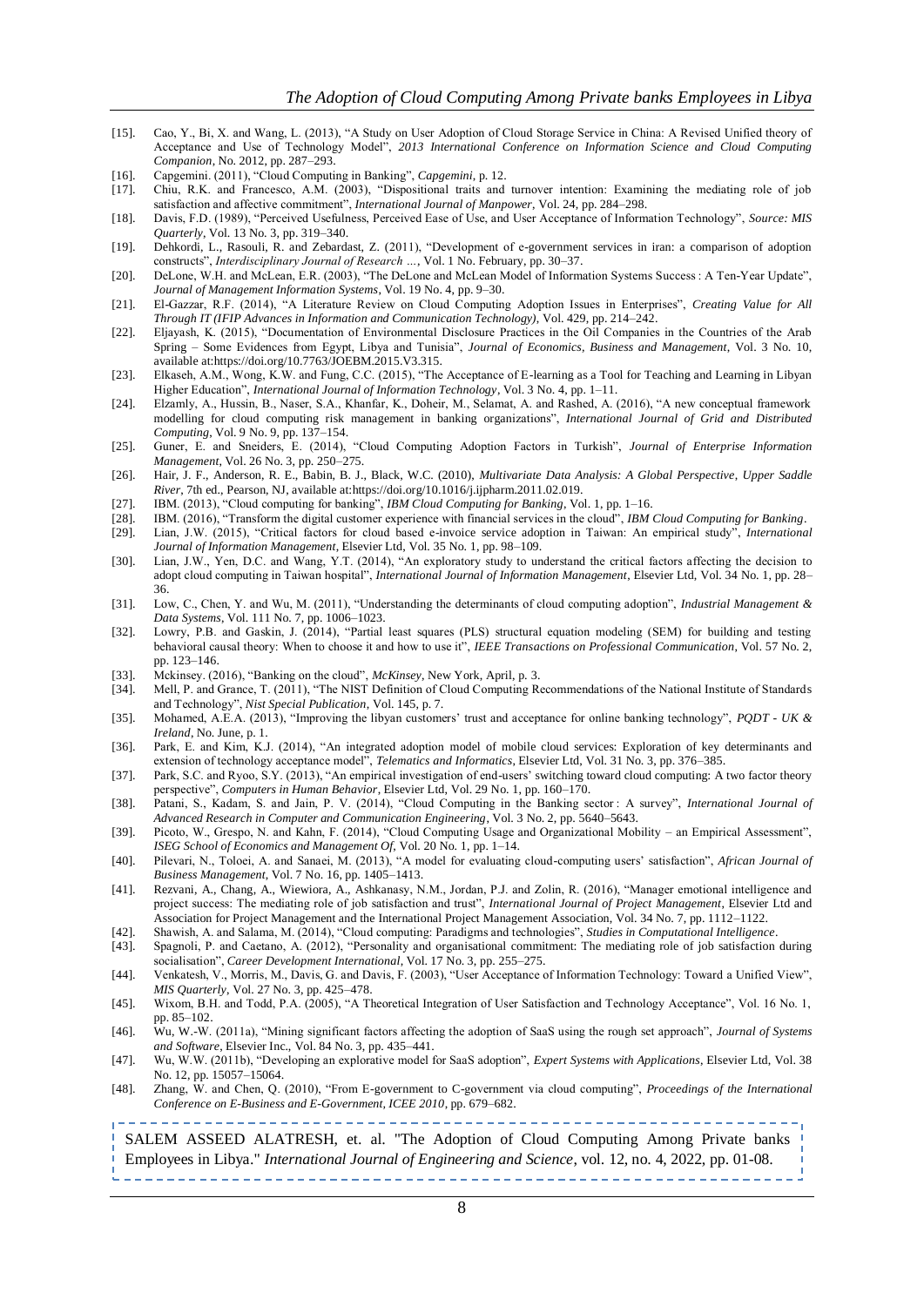[15]. Cao, Y., Bi, X. and Wang, L. (2013), "A Study on User Adoption of Cloud Storage Service in China: A Revised Unified theory of Acceptance and Use of Technology Model", *2013 International Conference on Information Science and Cloud Computing Companion*, No. 2012, pp. 287–293.

[16]. Capgemini. (2011), "Cloud Computing in Banking", *Capgemini*, p. 12.

[17]. Chiu, R.K. and Francesco, A.M. (2003), "Dispositional traits and turnover intention: Examining the mediating role of job satisfaction and affective commitment", *International Journal of Manpower*, Vol. 24, pp. 284–298.

[18]. Davis, F.D. (1989), "Perceived Usefulness, Perceived Ease of Use, and User Acceptance of Information Technology", *Source: MIS Quarterly*, Vol. 13 No. 3, pp. 319–340.

[19]. Dehkordi, L., Rasouli, R. and Zebardast, Z. (2011), "Development of e-government services in iran: a comparison of adoption constructs", *Interdisciplinary Journal of Research …*, Vol. 1 No. February, pp. 30–37.

[20]. DeLone, W.H. and McLean, E.R. (2003), "The DeLone and McLean Model of Information Systems Success : A Ten-Year Update", *Journal of Management Information Systems*, Vol. 19 No. 4, pp. 9–30.

[21]. El-Gazzar, R.F. (2014), "A Literature Review on Cloud Computing Adoption Issues in Enterprises", *Creating Value for All Through IT (IFIP Advances in Information and Communication Technology)*, Vol. 429, pp. 214–242.

[22]. Eljayash, K. (2015), "Documentation of Environmental Disclosure Practices in the Oil Companies in the Countries of the Arab Spring – Some Evidences from Egypt, Libya and Tunisia", *Journal of Economics, Business and Management*, Vol. 3 No. 10, available at:https://doi.org/10.7763/JOEBM.2015.V3.315.

[23]. Elkaseh, A.M., Wong, K.W. and Fung, C.C. (2015), "The Acceptance of E-learning as a Tool for Teaching and Learning in Libyan Higher Education", *International Journal of Information Technology*, Vol. 3 No. 4, pp. 1–11.

[24]. Elzamly, A., Hussin, B., Naser, S.A., Khanfar, K., Doheir, M., Selamat, A. and Rashed, A. (2016), "A new conceptual framework modelling for cloud computing risk management in banking organizations", *International Journal of Grid and Distributed Computing*, Vol. 9 No. 9, pp. 137–154.

[25]. Guner, E. and Sneiders, E. (2014), "Cloud Computing Adoption Factors in Turkish", *Journal of Enterprise Information Management*, Vol. 26 No. 3, pp. 250–275.

[26]. Hair, J. F., Anderson, R. E., Babin, B. J., Black, W.C. (2010), *Multivariate Data Analysis: A Global Perspective*, *Upper Saddle River*, 7th ed., Pearson, NJ, available at:https://doi.org/10.1016/j.ijpharm.2011.02.019.

[27]. IBM. (2013), "Cloud computing for banking", *IBM Cloud Computing for Banking*, Vol. 1, pp. 1–16.

[28]. IBM. (2016), "Transform the digital customer experience with financial services in the cloud", *IBM Cloud Computing for Banking*.

[29]. Lian, J.W. (2015), "Critical factors for cloud based e-invoice service adoption in Taiwan: An empirical study", *International Journal of Information Management*, Elsevier Ltd, Vol. 35 No. 1, pp. 98–109.

[30]. Lian, J.W., Yen, D.C. and Wang, Y.T. (2014), "An exploratory study to understand the critical factors affecting the decision to adopt cloud computing in Taiwan hospital", *International Journal of Information Management*, Elsevier Ltd, Vol. 34 No. 1, pp. 28–36.

[31]. Low, C., Chen, Y. and Wu, M. (2011), "Understanding the determinants of cloud computing adoption", *Industrial Management & Data Systems*, Vol. 111 No. 7, pp. 1006–1023.

[32]. Lowry, P.B. and Gaskin, J. (2014), "Partial least squares (PLS) structural equation modeling (SEM) for building and testing behavioral causal theory: When to choose it and how to use it", *IEEE Transactions on Professional Communication*, Vol. 57 No. 2, pp. 123–146.

[33]. Mckinsey. (2016), "Banking on the cloud", *McKinsey*, New York, April, p. 3.

[34]. Mell, P. and Grance, T. (2011), "The NIST Definition of Cloud Computing Recommendations of the National Institute of Standards and Technology", *Nist Special Publication*, Vol. 145, p. 7.

[35]. Mohamed, A.E.A. (2013), "Improving the libyan customers' trust and acceptance for online banking technology", *PQDT - UK & Ireland*, No. June, p. 1.

[36]. Park, E. and Kim, K.J. (2014), "An integrated adoption model of mobile cloud services: Exploration of key determinants and extension of technology acceptance model", *Telematics and Informatics*, Elsevier Ltd, Vol. 31 No. 3, pp. 376–385.

[37]. Park, S.C. and Ryoo, S.Y. (2013), "An empirical investigation of end-users' switching toward cloud computing: A two factor theory perspective", *Computers in Human Behavior*, Elsevier Ltd, Vol. 29 No. 1, pp. 160–170.

[38]. Patani, S., Kadam, S. and Jain, P. V. (2014), "Cloud Computing in the Banking sector : A survey", *International Journal of Advanced Research in Computer and Communication Engineering*, Vol. 3 No. 2, pp. 5640–5643.

[39]. Picoto, W., Grespo, N. and Kahn, F. (2014), "Cloud Computing Usage and Organizational Mobility – an Empirical Assessment", *ISEG School of Economics and Management Of*, Vol. 20 No. 1, pp. 1–14.

[40]. Pilevari, N., Toloei, A. and Sanaei, M. (2013), "A model for evaluating cloud-computing users' satisfaction", *African Journal of Business Management*, Vol. 7 No. 16, pp. 1405–1413.

[41]. Rezvani, A., Chang, A., Wiewiora, A., Ashkanasy, N.M., Jordan, P.J. and Zolin, R. (2016), "Manager emotional intelligence and project success: The mediating role of job satisfaction and trust", *International Journal of Project Management*, Elsevier Ltd and Association for Project Management and the International Project Management Association, Vol. 34 No. 7, pp. 1112–1122.

[42]. Shawish, A. and Salama, M. (2014), "Cloud computing: Paradigms and technologies", *Studies in Computational Intelligence*.

[43]. Spagnoli, P. and Caetano, A. (2012), "Personality and organisational commitment: The mediating role of job satisfaction during socialisation", *Career Development International*, Vol. 17 No. 3, pp. 255–275.

[44]. Venkatesh, V., Morris, M., Davis, G. and Davis, F. (2003), "User Acceptance of Information Technology: Toward a Unified View", *MIS Quarterly*, Vol. 27 No. 3, pp. 425–478.

[45]. Wixom, B.H. and Todd, P.A. (2005), "A Theoretical Integration of User Satisfaction and Technology Acceptance", Vol. 16 No. 1, pp. 85–102.

[46]. Wu, W.-W. (2011a), "Mining significant factors affecting the adoption of SaaS using the rough set approach", *Journal of Systems and Software*, Elsevier Inc., Vol. 84 No. 3, pp. 435–441.

[47]. Wu, W.W. (2011b), "Developing an explorative model for SaaS adoption", *Expert Systems with Applications*, Elsevier Ltd, Vol. 38 No. 12, pp. 15057–15064.

[48]. Zhang, W. and Chen, Q. (2010), "From E-government to C-government via cloud computing", *Proceedings of the International Conference on E-Business and E-Government, ICEE 2010*, pp. 679–682.

SALEM ASSEED ALATRESH, et. al. "The Adoption of Cloud Computing Among Private banks Employees in Libya." *International Journal of Engineering and Science*, vol. 12, no. 4, 2022, pp. 01-08.